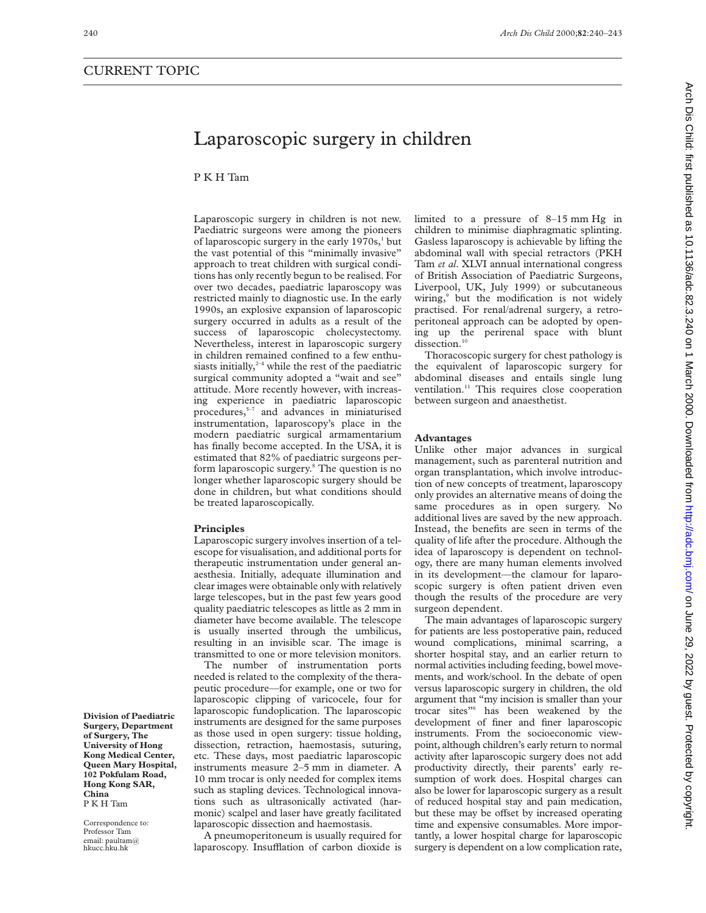CURRENT TOPIC

# Laparoscopic surgery in children

P K H Tam

Laparoscopic surgery in children is not new. Paediatric surgeons were among the pioneers of laparoscopic surgery in the early 1970s,[1] but the vast potential of this "minimally invasive" approach to treat children with surgical conditions has only recently begun to be realised. For over two decades, paediatric laparoscopy was restricted mainly to diagnostic use. In the early 1990s, an explosive expansion of laparoscopic surgery occurred in adults as a result of the success of laparoscopic cholecystectomy. Nevertheless, interest in laparoscopic surgery in children remained confined to a few enthusiasts initially,[2–4] while the rest of the paediatric surgical community adopted a "wait and see" attitude. More recently however, with increasing experience in paediatric laparoscopic procedures,[5–7] and advances in miniaturised instrumentation, laparoscopy's place in the modern paediatric surgical armamentarium has finally become accepted. In the USA, it is estimated that 82% of paediatric surgeons perform laparoscopic surgery.[8] The question is no longer whether laparoscopic surgery should be done in children, but what conditions should be treated laparoscopically.

## Principles

Laparoscopic surgery involves insertion of a telescope for visualisation, and additional ports for therapeutic instrumentation under general anaesthesia. Initially, adequate illumination and clear images were obtainable only with relatively large telescopes, but in the past few years good quality paediatric telescopes as little as 2 mm in diameter have become available. The telescope is usually inserted through the umbilicus, resulting in an invisible scar. The image is transmitted to one or more television monitors.

The number of instrumentation ports needed is related to the complexity of the therapeutic procedure—for example, one or two for laparoscopic clipping of varicocele, four for laparoscopic fundoplication. The laparoscopic instruments are designed for the same purposes as those used in open surgery: tissue holding, dissection, retraction, haemostasis, suturing, etc. These days, most paediatric laparoscopic instruments measure 2–5 mm in diameter. A 10 mm trocar is only needed for complex items such as stapling devices. Technological innovations such as ultrasonically activated (harmonic) scalpel and laser have greatly facilitated laparoscopic dissection and haemostasis.

A pneumoperitoneum is usually required for laparoscopy. Insufflation of carbon dioxide is limited to a pressure of 8–15 mm Hg in children to minimise diaphragmatic splinting. Gasless laparoscopy is achievable by lifting the abdominal wall with special retractors (PKH Tam *et al*. XLVI annual international congress of British Association of Paediatric Surgeons, Liverpool, UK, July 1999) or subcutaneous wiring,[9] but the modification is not widely practised. For renal/adrenal surgery, a retroperitoneal approach can be adopted by opening up the perirenal space with blunt dissection.[10]

Thoracoscopic surgery for chest pathology is the equivalent of laparoscopic surgery for abdominal diseases and entails single lung ventilation.[11] This requires close cooperation between surgeon and anaesthetist.

## Advantages

Unlike other major advances in surgical management, such as parenteral nutrition and organ transplantation, which involve introduction of new concepts of treatment, laparoscopy only provides an alternative means of doing the same procedures as in open surgery. No additional lives are saved by the new approach. Instead, the benefits are seen in terms of the quality of life after the procedure. Although the idea of laparoscopy is dependent on technology, there are many human elements involved in its development—the clamour for laparoscopic surgery is often patient driven even though the results of the procedure are very surgeon dependent.

The main advantages of laparoscopic surgery for patients are less postoperative pain, reduced wound complications, minimal scarring, a shorter hospital stay, and an earlier return to normal activities including feeding, bowel movements, and work/school. In the debate of open versus laparoscopic surgery in children, the old argument that "my incision is smaller than your trocar sites"[6] has been weakened by the development of finer and finer laparoscopic instruments. From the socioeconomic viewpoint, although children's early return to normal activity after laparoscopic surgery does not add productivity directly, their parents' early resumption of work does. Hospital charges can also be lower for laparoscopic surgery as a result of reduced hospital stay and pain medication, but these may be offset by increased operating time and expensive consumables. More importantly, a lower hospital charge for laparoscopic surgery is dependent on a low complication rate,

**Division of Paediatric Surgery, Department of Surgery, The University of Hong Kong Medical Center, Queen Mary Hospital, 102 Pokfulam Road, Hong Kong SAR, China**
P K H Tam

Correspondence to:
Professor Tam
email: paultam@hkucc.hku.hk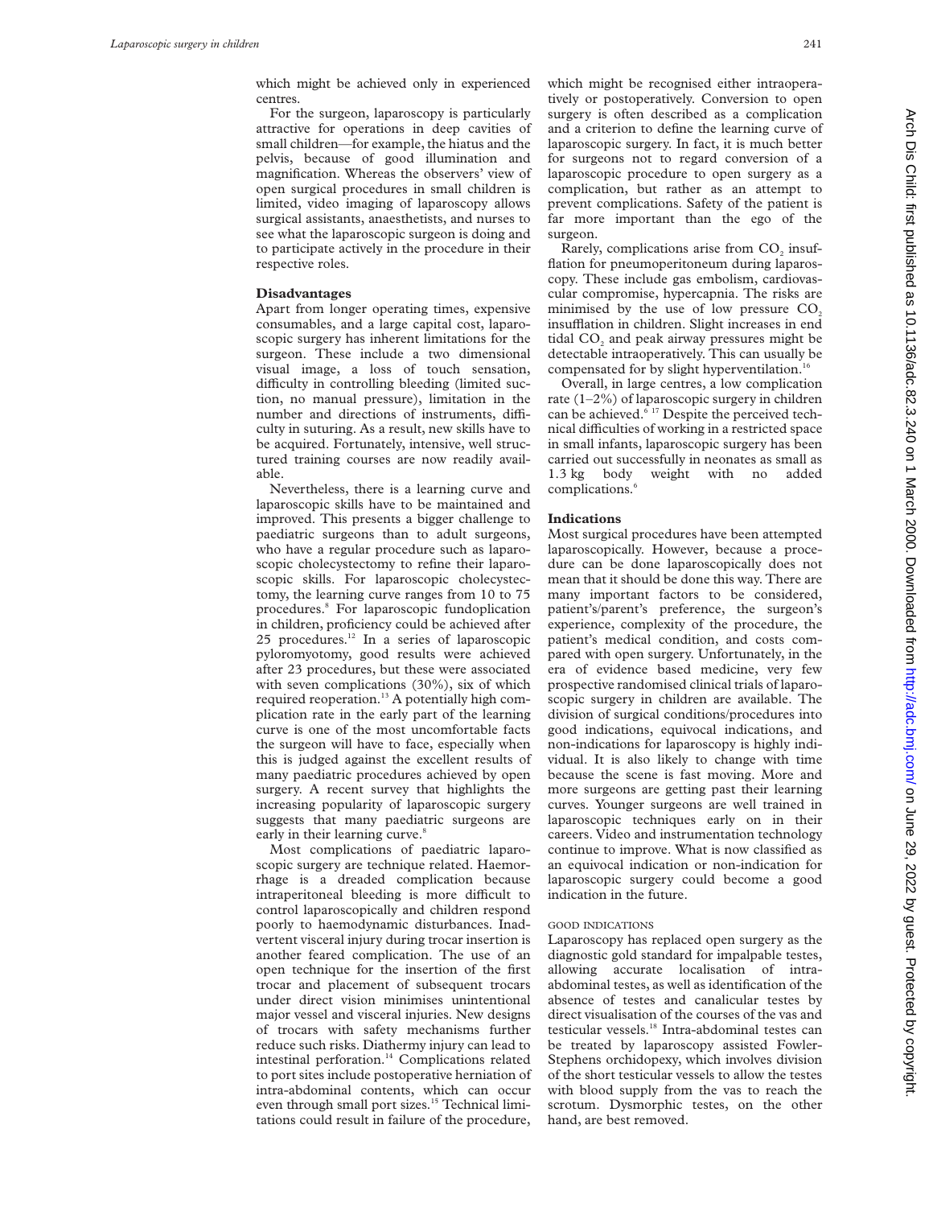which might be achieved only in experienced centres.

For the surgeon, laparoscopy is particularly attractive for operations in deep cavities of small children—for example, the hiatus and the pelvis, because of good illumination and magnification. Whereas the observers' view of open surgical procedures in small children is limited, video imaging of laparoscopy allows surgical assistants, anaesthetists, and nurses to see what the laparoscopic surgeon is doing and to participate actively in the procedure in their respective roles.

## Disadvantages

Apart from longer operating times, expensive consumables, and a large capital cost, laparoscopic surgery has inherent limitations for the surgeon. These include a two dimensional visual image, a loss of touch sensation, difficulty in controlling bleeding (limited suction, no manual pressure), limitation in the number and directions of instruments, difficulty in suturing. As a result, new skills have to be acquired. Fortunately, intensive, well structured training courses are now readily available.

Nevertheless, there is a learning curve and laparoscopic skills have to be maintained and improved. This presents a bigger challenge to paediatric surgeons than to adult surgeons, who have a regular procedure such as laparoscopic cholecystectomy to refine their laparoscopic skills. For laparoscopic cholecystectomy, the learning curve ranges from 10 to 75 procedures.[8] For laparoscopic fundoplication in children, proficiency could be achieved after 25 procedures.[12] In a series of laparoscopic pyloromyotomy, good results were achieved after 23 procedures, but these were associated with seven complications (30%), six of which required reoperation.[13] A potentially high complication rate in the early part of the learning curve is one of the most uncomfortable facts the surgeon will have to face, especially when this is judged against the excellent results of many paediatric procedures achieved by open surgery. A recent survey that highlights the increasing popularity of laparoscopic surgery suggests that many paediatric surgeons are early in their learning curve.[8]

Most complications of paediatric laparoscopic surgery are technique related. Haemorrhage is a dreaded complication because intraperitoneal bleeding is more difficult to control laparoscopically and children respond poorly to haemodynamic disturbances. Inadvertent visceral injury during trocar insertion is another feared complication. The use of an open technique for the insertion of the first trocar and placement of subsequent trocars under direct vision minimises unintentional major vessel and visceral injuries. New designs of trocars with safety mechanisms further reduce such risks. Diathermy injury can lead to intestinal perforation.[14] Complications related to port sites include postoperative herniation of intra-abdominal contents, which can occur even through small port sizes.[15] Technical limitations could result in failure of the procedure, which might be recognised either intraoperatively or postoperatively. Conversion to open surgery is often described as a complication and a criterion to define the learning curve of laparoscopic surgery. In fact, it is much better for surgeons not to regard conversion of a laparoscopic procedure to open surgery as a complication, but rather as an attempt to prevent complications. Safety of the patient is far more important than the ego of the surgeon.

Rarely, complications arise from $CO_2$ insufflation for pneumoperitoneum during laparoscopy. These include gas embolism, cardiovascular compromise, hypercapnia. The risks are minimised by the use of low pressure $CO_2$ insufflation in children. Slight increases in end tidal $CO_2$ and peak airway pressures might be detectable intraoperatively. This can usually be compensated for by slight hyperventilation.[16]

Overall, in large centres, a low complication rate (1–2%) of laparoscopic surgery in children can be achieved.[6,17] Despite the perceived technical difficulties of working in a restricted space in small infants, laparoscopic surgery has been carried out successfully in neonates as small as 1.3 kg body weight with no added complications.[6]

## Indications

Most surgical procedures have been attempted laparoscopically. However, because a procedure can be done laparoscopically does not mean that it should be done this way. There are many important factors to be considered, patient's/parent's preference, the surgeon's experience, complexity of the procedure, the patient's medical condition, and costs compared with open surgery. Unfortunately, in the era of evidence based medicine, very few prospective randomised clinical trials of laparoscopic surgery in children are available. The division of surgical conditions/procedures into good indications, equivocal indications, and non-indications for laparoscopy is highly individual. It is also likely to change with time because the scene is fast moving. More and more surgeons are getting past their learning curves. Younger surgeons are well trained in laparoscopic techniques early on in their careers. Video and instrumentation technology continue to improve. What is now classified as an equivocal indication or non-indication for laparoscopic surgery could become a good indication in the future.

### GOOD INDICATIONS

Laparoscopy has replaced open surgery as the diagnostic gold standard for impalpable testes, allowing accurate localisation of intra-abdominal testes, as well as identification of the absence of testes and canalicular testes by direct visualisation of the courses of the vas and testicular vessels.[18] Intra-abdominal testes can be treated by laparoscopy assisted Fowler-Stephens orchidopexy, which involves division of the short testicular vessels to allow the testes with blood supply from the vas to reach the scrotum. Dysmorphic testes, on the other hand, are best removed.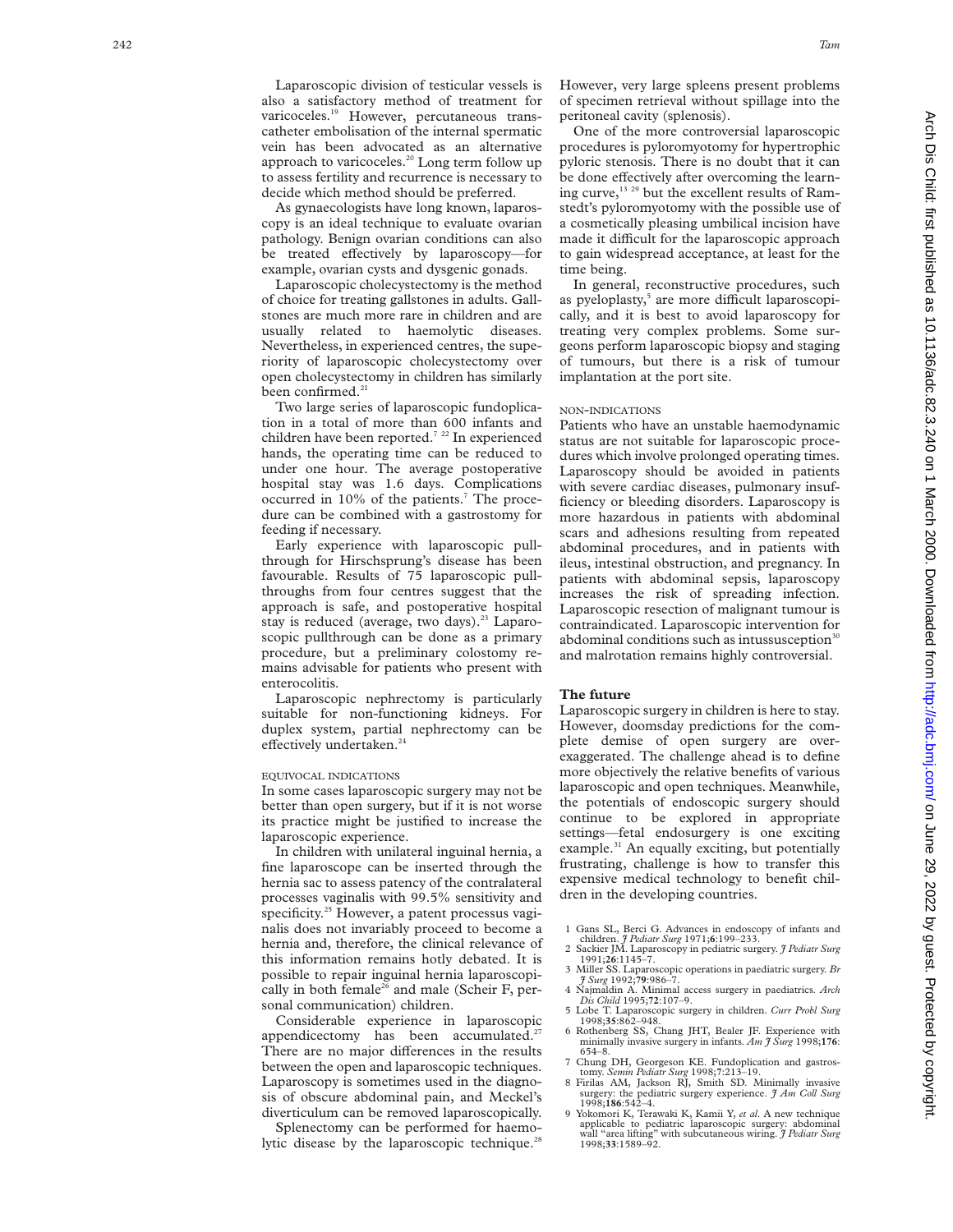Laparoscopic division of testicular vessels is also a satisfactory method of treatment for varicoceles.[19] However, percutaneous transcatheter embolisation of the internal spermatic vein has been advocated as an alternative approach to varicoceles.[20] Long term follow up to assess fertility and recurrence is necessary to decide which method should be preferred.

As gynaecologists have long known, laparoscopy is an ideal technique to evaluate ovarian pathology. Benign ovarian conditions can also be treated effectively by laparoscopy—for example, ovarian cysts and dysgenic gonads.

Laparoscopic cholecystectomy is the method of choice for treating gallstones in adults. Gallstones are much more rare in children and are usually related to haemolytic diseases. Nevertheless, in experienced centres, the superiority of laparoscopic cholecystectomy over open cholecystectomy in children has similarly been confirmed.[21]

Two large series of laparoscopic fundoplication in a total of more than 600 infants and children have been reported.[7 22] In experienced hands, the operating time can be reduced to under one hour. The average postoperative hospital stay was 1.6 days. Complications occurred in 10% of the patients.[7] The procedure can be combined with a gastrostomy for feeding if necessary.

Early experience with laparoscopic pullthrough for Hirschsprung's disease has been favourable. Results of 75 laparoscopic pullthroughs from four centres suggest that the approach is safe, and postoperative hospital stay is reduced (average, two days).[23] Laparoscopic pullthrough can be done as a primary procedure, but a preliminary colostomy remains advisable for patients who present with enterocolitis.

Laparoscopic nephrectomy is particularly suitable for non-functioning kidneys. For duplex system, partial nephrectomy can be effectively undertaken.[24]

### EQUIVOCAL INDICATIONS

In some cases laparoscopic surgery may not be better than open surgery, but if it is not worse its practice might be justified to increase the laparoscopic experience.

In children with unilateral inguinal hernia, a fine laparoscope can be inserted through the hernia sac to assess patency of the contralateral processes vaginalis with 99.5% sensitivity and specificity.[25] However, a patent processus vaginalis does not invariably proceed to become a hernia and, therefore, the clinical relevance of this information remains hotly debated. It is possible to repair inguinal hernia laparoscopically in both female[26] and male (Scheir F, personal communication) children.

Considerable experience in laparoscopic appendicectomy has been accumulated.[27] There are no major differences in the results between the open and laparoscopic techniques. Laparoscopy is sometimes used in the diagnosis of obscure abdominal pain, and Meckel's diverticulum can be removed laparoscopically.

Splenectomy can be performed for haemolytic disease by the laparoscopic technique.[28] However, very large spleens present problems of specimen retrieval without spillage into the peritoneal cavity (splenosis).

One of the more controversial laparoscopic procedures is pyloromyotomy for hypertrophic pyloric stenosis. There is no doubt that it can be done effectively after overcoming the learning curve,[13 29] but the excellent results of Ramstedt's pyloromyotomy with the possible use of a cosmetically pleasing umbilical incision have made it difficult for the laparoscopic approach to gain widespread acceptance, at least for the time being.

In general, reconstructive procedures, such as pyeloplasty,[5] are more difficult laparoscopically, and it is best to avoid laparoscopy for treating very complex problems. Some surgeons perform laparoscopic biopsy and staging of tumours, but there is a risk of tumour implantation at the port site.

### NON-INDICATIONS

Patients who have an unstable haemodynamic status are not suitable for laparoscopic procedures which involve prolonged operating times. Laparoscopy should be avoided in patients with severe cardiac diseases, pulmonary insufficiency or bleeding disorders. Laparoscopy is more hazardous in patients with abdominal scars and adhesions resulting from repeated abdominal procedures, and in patients with ileus, intestinal obstruction, and pregnancy. In patients with abdominal sepsis, laparoscopy increases the risk of spreading infection. Laparoscopic resection of malignant tumour is contraindicated. Laparoscopic intervention for abdominal conditions such as intussusception[30] and malrotation remains highly controversial.

## The future

Laparoscopic surgery in children is here to stay. However, doomsday predictions for the complete demise of open surgery are overexaggerated. The challenge ahead is to define more objectively the relative benefits of various laparoscopic and open techniques. Meanwhile, the potentials of endoscopic surgery should continue to be explored in appropriate settings—fetal endosurgery is one exciting example.[31] An equally exciting, but potentially frustrating, challenge is how to transfer this expensive medical technology to benefit children in the developing countries.

1 Gans SL, Berci G. Advances in endoscopy of infants and children. *J Pediatr Surg* 1971;**6**:199–233.
2 Sackier JM. Laparoscopy in pediatric surgery. *J Pediatr Surg* 1991;**26**:1145–7.
3 Miller SS. Laparoscopic operations in paediatric surgery. *Br J Surg* 1992;**79**:986–7.
4 Najmaldin A. Minimal access surgery in paediatrics. *Arch Dis Child* 1995;**72**:107–9.
5 Lobe T. Laparoscopic surgery in children. *Curr Probl Surg* 1998;**35**:862–948.
6 Rothenberg SS, Chang JHT, Bealer JF. Experience with minimally invasive surgery in infants. *Am J Surg* 1998;**176**: 654–8.
7 Chung DH, Georgeson KE. Fundoplication and gastrostomy. *Semin Pediatr Surg* 1998;**7**:213–19.
8 Firilas AM, Jackson RJ, Smith SD. Minimally invasive surgery: the pediatric surgery experience. *J Am Coll Surg* 1998;**186**:542–4.
9 Yokomori K, Terawaki K, Kamii Y, *et al*. A new technique applicable to pediatric laparoscopic surgery: abdominal wall "area lifting" with subcutaneous wiring. *J Pediatr Surg* 1998;**33**:1589–92.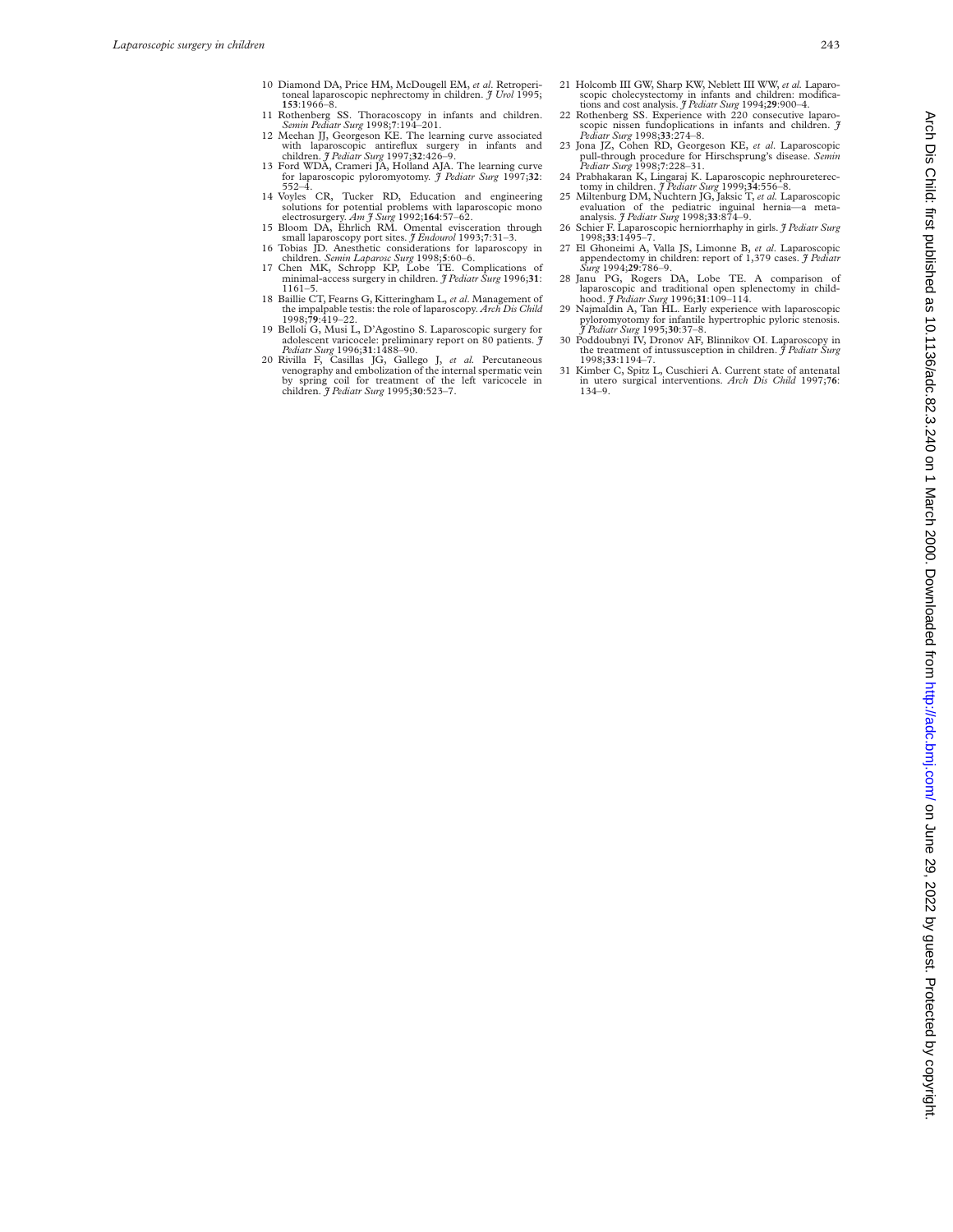10 Diamond DA, Price HM, McDougell EM, *et al*. Retroperitoneal laparoscopic nephrectomy in children. *J Urol* 1995; **153**:1966–8.
11 Rothenberg SS. Thoracoscopy in infants and children. *Semin Pediatr Surg* 1998;**7**:194–201.
12 Meehan JJ, Georgeson KE. The learning curve associated with laparoscopic antireflux surgery in infants and children. *J Pediatr Surg* 1997;**32**:426–9.
13 Ford WDA, Crameri JA, Holland AJA. The learning curve for laparoscopic pyloromyotomy. *J Pediatr Surg* 1997;**32**: 552–4.
14 Voyles CR, Tucker RD, Education and engineering solutions for potential problems with laparoscopic mono electrosurgery. *Am J Surg* 1992;**164**:57–62.
15 Bloom DA, Ehrlich RM. Omental evisceration through small laparoscopy port sites. *J Endourol* 1993;**7**:31–3.
16 Tobias JD. Anesthetic considerations for laparoscopy in children. *Semin Laparosc Surg* 1998;**5**:60–6.
17 Chen MK, Schropp KP, Lobe TE. Complications of minimal-access surgery in children. *J Pediatr Surg* 1996;**31**: 1161–5.
18 Baillie CT, Fearns G, Kitteringham L, *et al*. Management of the impalpable testis: the role of laparoscopy. *Arch Dis Child* 1998;**79**:419–22.
19 Belloli G, Musi L, D'Agostino S. Laparoscopic surgery for adolescent varicocele: preliminary report on 80 patients. *J Pediatr Surg* 1996;**31**:1488–90.
20 Rivilla F, Casillas JG, Gallego J, *et al.* Percutaneous venography and embolization of the internal spermatic vein by spring coil for treatment of the left varicocele in children. *J Pediatr Surg* 1995;**30**:523–7.
21 Holcomb III GW, Sharp KW, Neblett III WW, *et al.* Laparoscopic cholecystectomy in infants and children: modifications and cost analysis. *J Pediatr Surg* 1994;**29**:900–4.
22 Rothenberg SS. Experience with 220 consecutive laparoscopic nissen fundoplications in infants and children. *J Pediatr Surg* 1998;**33**:274–8.
23 Jona JZ, Cohen RD, Georgeson KE, *et al*. Laparoscopic pull-through procedure for Hirschsprung's disease. *Semin Pediatr Surg* 1998;**7**:228–31.
24 Prabhakaran K, Lingaraj K. Laparoscopic nephroureterectomy in children. *J Pediatr Surg* 1999;**34**:556–8.
25 Miltenburg DM, Nuchtern JG, Jaksic T, *et al.* Laparoscopic evaluation of the pediatric inguinal hernia—a meta-analysis. *J Pediatr Surg* 1998;**33**:874–9.
26 Schier F. Laparoscopic herniorrhaphy in girls. *J Pediatr Surg* 1998;**33**:1495–7.
27 El Ghoneimi A, Valla JS, Limonne B, *et al.* Laparoscopic appendectomy in children: report of 1,379 cases. *J Pediatr Surg* 1994;**29**:786–9.
28 Janu PG, Rogers DA, Lobe TE. A comparison of laparoscopic and traditional open splenectomy in childhood. *J Pediatr Surg* 1996;**31**:109–114.
29 Najmaldin A, Tan HL. Early experience with laparoscopic pyloromyotomy for infantile hypertrophic pyloric stenosis. *J Pediatr Surg* 1995;**30**:37–8.
30 Poddoubnyi IV, Dronov AF, Blinnikov OI. Laparoscopy in the treatment of intussusception in children. *J Pediatr Surg* 1998;**33**:1194–7.
31 Kimber C, Spitz L, Cuschieri A. Current state of antenatal in utero surgical interventions. *Arch Dis Child* 1997;**76**: 134–9.